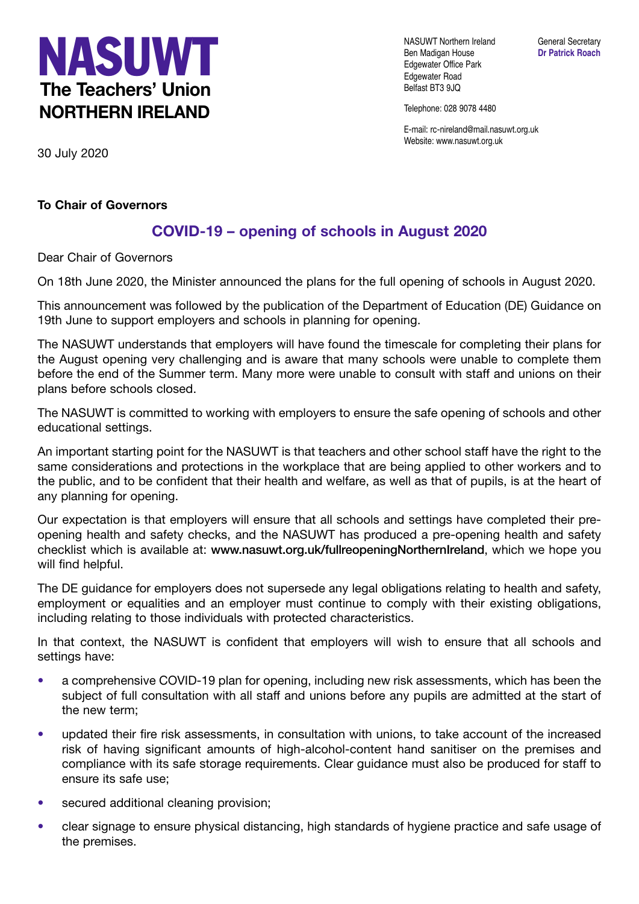# NASUWT
**The Teachers' Union**
**NORTHERN IRELAND**

NASUWT Northern Ireland
Ben Madigan House
Edgewater Office Park
Edgewater Road
Belfast BT3 9JQ

Telephone: 028 9078 4480

E-mail: rc-nireland@mail.nasuwt.org.uk
Website: www.nasuwt.org.uk

General Secretary
**Dr Patrick Roach**

30 July 2020

**To Chair of Governors**

## COVID-19 – opening of schools in August 2020

Dear Chair of Governors

On 18th June 2020, the Minister announced the plans for the full opening of schools in August 2020.

This announcement was followed by the publication of the Department of Education (DE) Guidance on 19th June to support employers and schools in planning for opening.

The NASUWT understands that employers will have found the timescale for completing their plans for the August opening very challenging and is aware that many schools were unable to complete them before the end of the Summer term. Many more were unable to consult with staff and unions on their plans before schools closed.

The NASUWT is committed to working with employers to ensure the safe opening of schools and other educational settings.

An important starting point for the NASUWT is that teachers and other school staff have the right to the same considerations and protections in the workplace that are being applied to other workers and to the public, and to be confident that their health and welfare, as well as that of pupils, is at the heart of any planning for opening.

Our expectation is that employers will ensure that all schools and settings have completed their pre-opening health and safety checks, and the NASUWT has produced a pre-opening health and safety checklist which is available at: **www.nasuwt.org.uk/fullreopeningNorthernIreland**, which we hope you will find helpful.

The DE guidance for employers does not supersede any legal obligations relating to health and safety, employment or equalities and an employer must continue to comply with their existing obligations, including relating to those individuals with protected characteristics.

In that context, the NASUWT is confident that employers will wish to ensure that all schools and settings have:

- a comprehensive COVID-19 plan for opening, including new risk assessments, which has been the subject of full consultation with all staff and unions before any pupils are admitted at the start of the new term;
- updated their fire risk assessments, in consultation with unions, to take account of the increased risk of having significant amounts of high-alcohol-content hand sanitiser on the premises and compliance with its safe storage requirements. Clear guidance must also be produced for staff to ensure its safe use;
- secured additional cleaning provision;
- clear signage to ensure physical distancing, high standards of hygiene practice and safe usage of the premises.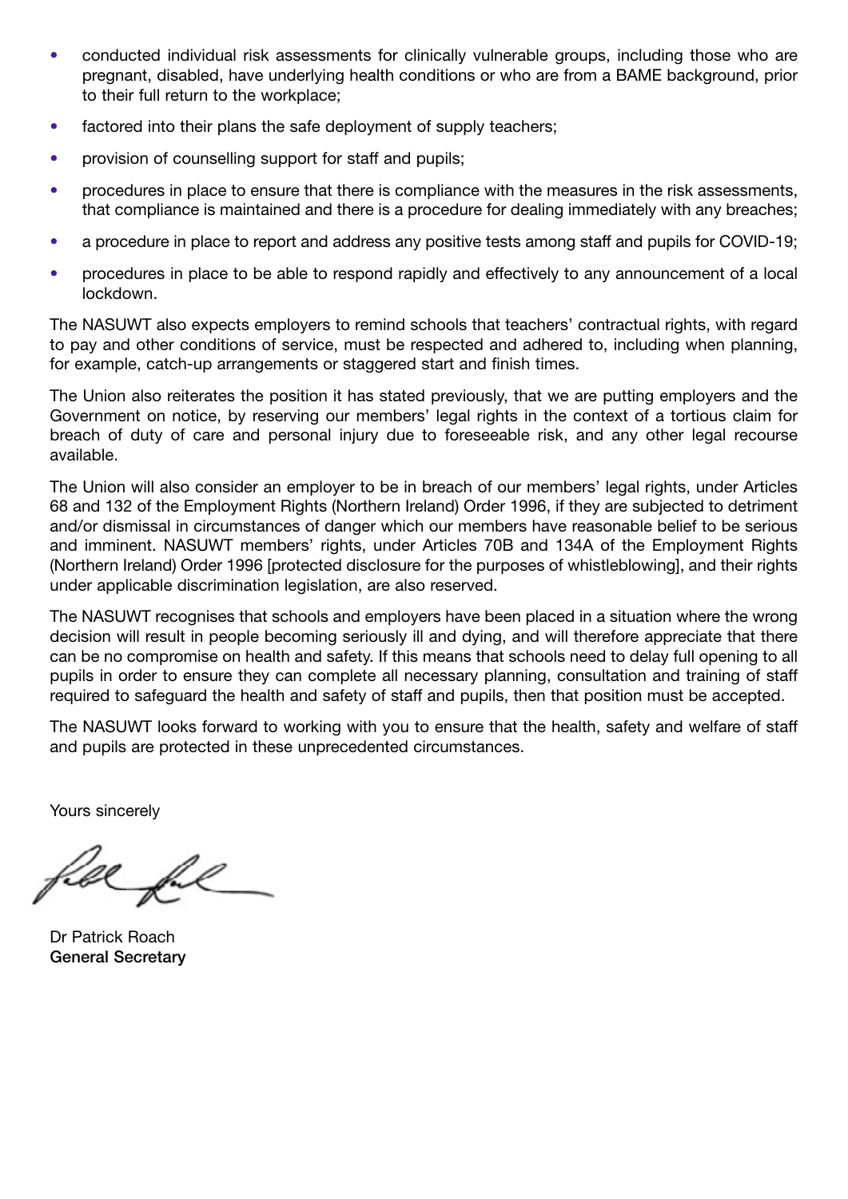- conducted individual risk assessments for clinically vulnerable groups, including those who are pregnant, disabled, have underlying health conditions or who are from a BAME background, prior to their full return to the workplace;
- factored into their plans the safe deployment of supply teachers;
- provision of counselling support for staff and pupils;
- procedures in place to ensure that there is compliance with the measures in the risk assessments, that compliance is maintained and there is a procedure for dealing immediately with any breaches;
- a procedure in place to report and address any positive tests among staff and pupils for COVID-19;
- procedures in place to be able to respond rapidly and effectively to any announcement of a local lockdown.

The NASUWT also expects employers to remind schools that teachers' contractual rights, with regard to pay and other conditions of service, must be respected and adhered to, including when planning, for example, catch-up arrangements or staggered start and finish times.

The Union also reiterates the position it has stated previously, that we are putting employers and the Government on notice, by reserving our members' legal rights in the context of a tortious claim for breach of duty of care and personal injury due to foreseeable risk, and any other legal recourse available.

The Union will also consider an employer to be in breach of our members' legal rights, under Articles 68 and 132 of the Employment Rights (Northern Ireland) Order 1996, if they are subjected to detriment and/or dismissal in circumstances of danger which our members have reasonable belief to be serious and imminent. NASUWT members' rights, under Articles 70B and 134A of the Employment Rights (Northern Ireland) Order 1996 [protected disclosure for the purposes of whistleblowing], and their rights under applicable discrimination legislation, are also reserved.

The NASUWT recognises that schools and employers have been placed in a situation where the wrong decision will result in people becoming seriously ill and dying, and will therefore appreciate that there can be no compromise on health and safety. If this means that schools need to delay full opening to all pupils in order to ensure they can complete all necessary planning, consultation and training of staff required to safeguard the health and safety of staff and pupils, then that position must be accepted.

The NASUWT looks forward to working with you to ensure that the health, safety and welfare of staff and pupils are protected in these unprecedented circumstances.

Yours sincerely

Dr Patrick Roach
**General Secretary**